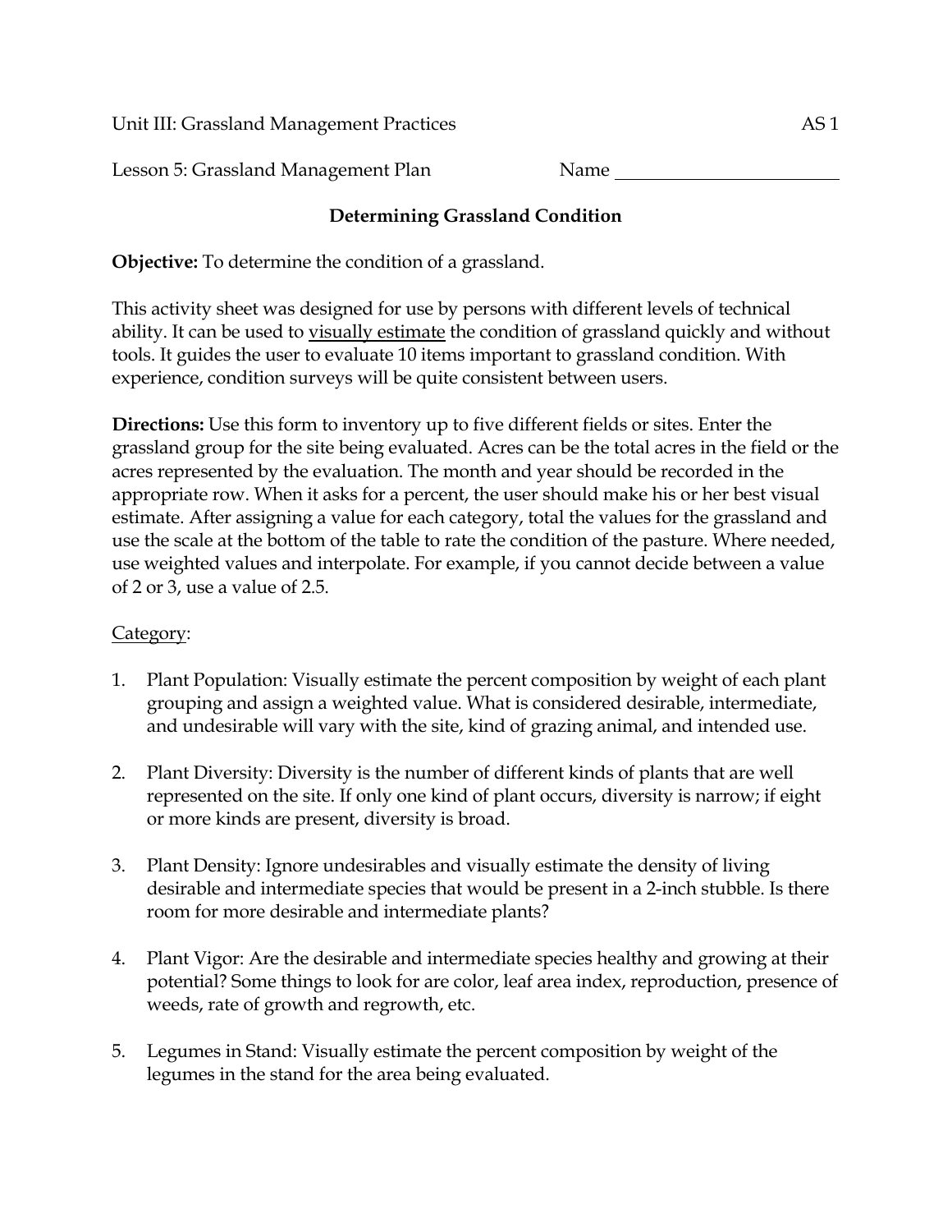Unit III: Grassland Management Practices AS 1

Lesson 5: Grassland Management Plan Name ________________________

## Determining Grassland Condition

**Objective:** To determine the condition of a grassland.

This activity sheet was designed for use by persons with different levels of technical ability. It can be used to visually estimate the condition of grassland quickly and without tools. It guides the user to evaluate 10 items important to grassland condition. With experience, condition surveys will be quite consistent between users.

**Directions:** Use this form to inventory up to five different fields or sites. Enter the grassland group for the site being evaluated. Acres can be the total acres in the field or the acres represented by the evaluation. The month and year should be recorded in the appropriate row. When it asks for a percent, the user should make his or her best visual estimate. After assigning a value for each category, total the values for the grassland and use the scale at the bottom of the table to rate the condition of the pasture. Where needed, use weighted values and interpolate. For example, if you cannot decide between a value of 2 or 3, use a value of 2.5.

Category:

1. Plant Population: Visually estimate the percent composition by weight of each plant grouping and assign a weighted value. What is considered desirable, intermediate, and undesirable will vary with the site, kind of grazing animal, and intended use.

2. Plant Diversity: Diversity is the number of different kinds of plants that are well represented on the site. If only one kind of plant occurs, diversity is narrow; if eight or more kinds are present, diversity is broad.

3. Plant Density: Ignore undesirables and visually estimate the density of living desirable and intermediate species that would be present in a 2-inch stubble. Is there room for more desirable and intermediate plants?

4. Plant Vigor: Are the desirable and intermediate species healthy and growing at their potential? Some things to look for are color, leaf area index, reproduction, presence of weeds, rate of growth and regrowth, etc.

5. Legumes in Stand: Visually estimate the percent composition by weight of the legumes in the stand for the area being evaluated.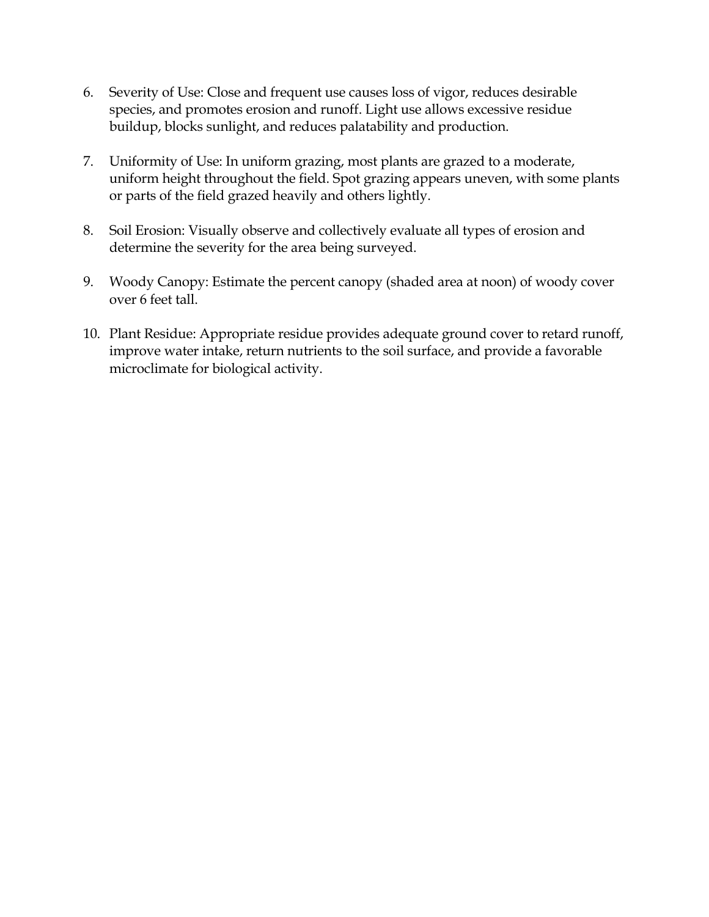6. Severity of Use: Close and frequent use causes loss of vigor, reduces desirable species, and promotes erosion and runoff. Light use allows excessive residue buildup, blocks sunlight, and reduces palatability and production.

7. Uniformity of Use: In uniform grazing, most plants are grazed to a moderate, uniform height throughout the field. Spot grazing appears uneven, with some plants or parts of the field grazed heavily and others lightly.

8. Soil Erosion: Visually observe and collectively evaluate all types of erosion and determine the severity for the area being surveyed.

9. Woody Canopy: Estimate the percent canopy (shaded area at noon) of woody cover over 6 feet tall.

10. Plant Residue: Appropriate residue provides adequate ground cover to retard runoff, improve water intake, return nutrients to the soil surface, and provide a favorable microclimate for biological activity.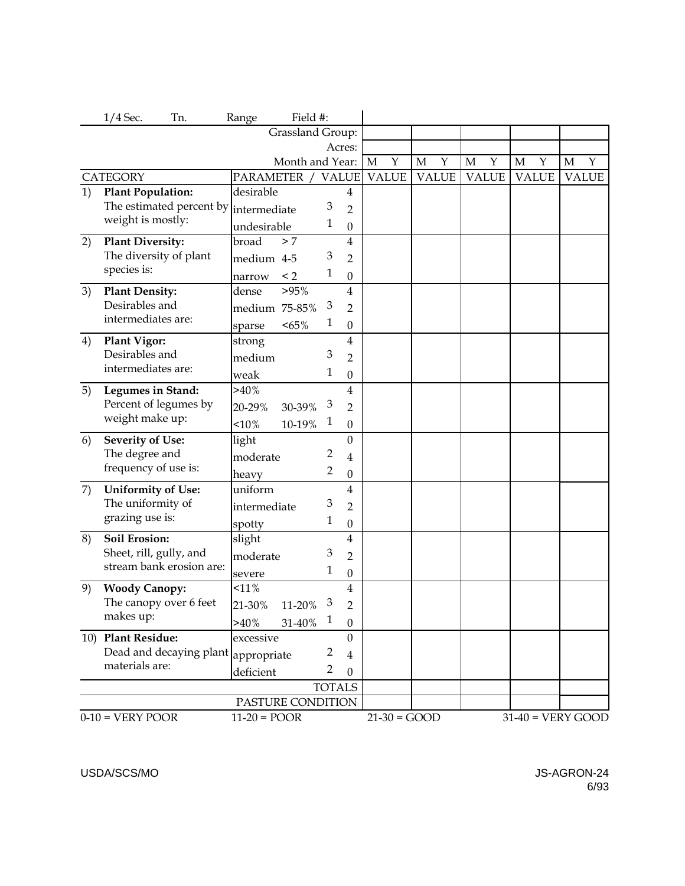| 1/4 Sec. Tn. Range Field #: | | | | | | | | | |
|---|---|---|---|---|---|---|---|---|---|
| | | | Grassland Group: | | | | | | |
| | | | Acres: | | | | | | |
| | | | Month and Year: | M Y | M Y | M Y | M Y | M Y |
| | CATEGORY | PARAMETER / | VALUE | VALUE | VALUE | VALUE | VALUE | VALUE |
| 1) | **Plant Population:** | desirable | 4 | | | | | |
| | The estimated percent by weight is mostly: | intermediate | 3 2 | | | | | |
| | | undesirable | 1 0 | | | | | |
| 2) | **Plant Diversity:** | broad > 7 | 4 | | | | | |
| | The diversity of plant species is: | medium 4-5 | 3 2 | | | | | |
| | | narrow < 2 | 1 0 | | | | | |
| 3) | **Plant Density:** | dense >95% | 4 | | | | | |
| | Desirables and intermediates are: | medium 75-85% | 3 2 | | | | | |
| | | sparse <65% | 1 0 | | | | | |
| 4) | **Plant Vigor:** | strong | 4 | | | | | |
| | Desirables and intermediates are: | medium | 3 2 | | | | | |
| | | weak | 1 0 | | | | | |
| 5) | **Legumes in Stand:** | >40% | 4 | | | | | |
| | Percent of legumes by weight make up: | 20-29% 30-39% | 3 2 | | | | | |
| | | <10% 10-19% | 1 0 | | | | | |
| 6) | **Severity of Use:** | light | 0 | | | | | |
| | The degree and frequency of use is: | moderate | 2 4 | | | | | |
| | | heavy | 2 0 | | | | | |
| 7) | **Uniformity of Use:** | uniform | 4 | | | | | |
| | The uniformity of grazing use is: | intermediate | 3 2 | | | | | |
| | | spotty | 1 0 | | | | | |
| 8) | **Soil Erosion:** | slight | 4 | | | | | |
| | Sheet, rill, gully, and stream bank erosion are: | moderate | 3 2 | | | | | |
| | | severe | 1 0 | | | | | |
| 9) | **Woody Canopy:** | <11% | 4 | | | | | |
| | The canopy over 6 feet makes up: | 21-30% 11-20% | 3 2 | | | | | |
| | | >40% 31-40% | 1 0 | | | | | |
| 10) | **Plant Residue:** | excessive | 0 | | | | | |
| | Dead and decaying plant materials are: | appropriate | 2 4 | | | | | |
| | | deficient | 2 0 | | | | | |
| | | | TOTALS | | | | | |
| | | | PASTURE CONDITION | | | | | |

0-10 = VERY POOR 11-20 = POOR 21-30 = GOOD 31-40 = VERY GOOD

USDA/SCS/MO

JS-AGRON-24
6/93